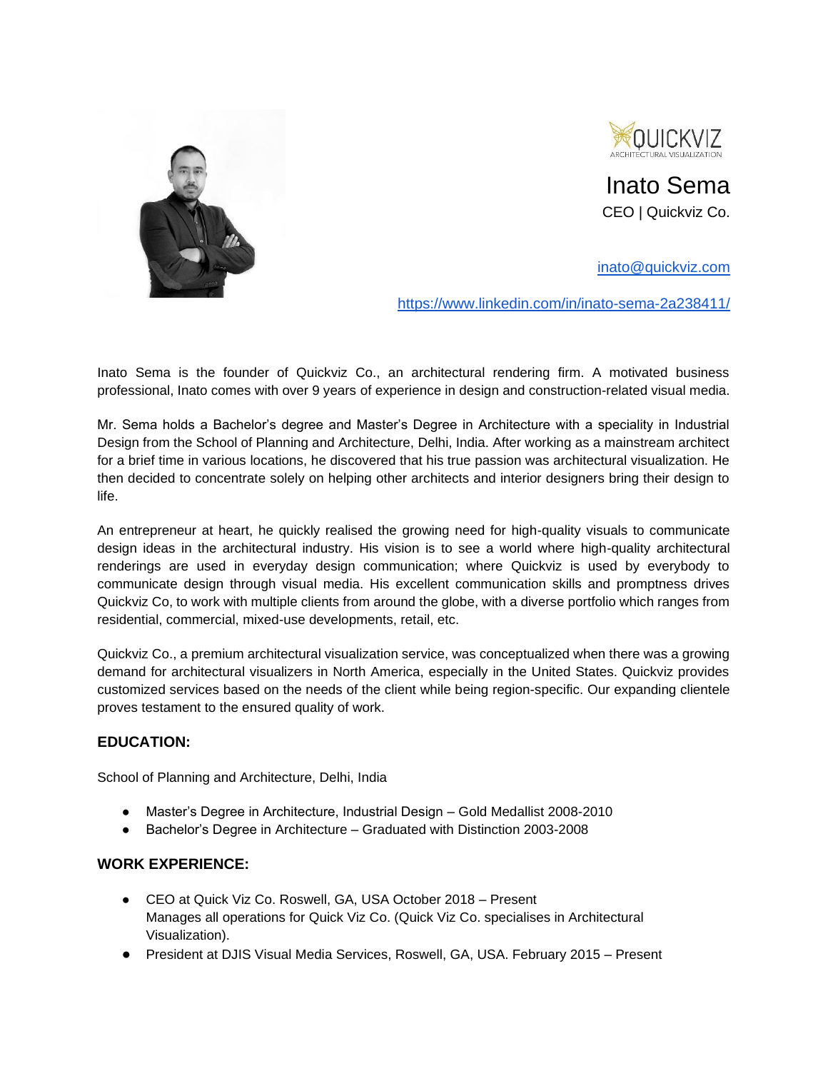QUICKVIZ
ARCHITECTURAL VISUALIZATION

# Inato Sema

CEO | Quickviz Co.

[inato@quickviz.com](mailto:inato@quickviz.com)

[https://www.linkedin.com/in/inato-sema-2a238411/](https://www.linkedin.com/in/inato-sema-2a238411/)

Inato Sema is the founder of Quickviz Co., an architectural rendering firm. A motivated business professional, Inato comes with over 9 years of experience in design and construction-related visual media.

Mr. Sema holds a Bachelor's degree and Master's Degree in Architecture with a speciality in Industrial Design from the School of Planning and Architecture, Delhi, India. After working as a mainstream architect for a brief time in various locations, he discovered that his true passion was architectural visualization. He then decided to concentrate solely on helping other architects and interior designers bring their design to life.

An entrepreneur at heart, he quickly realised the growing need for high-quality visuals to communicate design ideas in the architectural industry. His vision is to see a world where high-quality architectural renderings are used in everyday design communication; where Quickviz is used by everybody to communicate design through visual media. His excellent communication skills and promptness drives Quickviz Co, to work with multiple clients from around the globe, with a diverse portfolio which ranges from residential, commercial, mixed-use developments, retail, etc.

Quickviz Co., a premium architectural visualization service, was conceptualized when there was a growing demand for architectural visualizers in North America, especially in the United States. Quickviz provides customized services based on the needs of the client while being region-specific. Our expanding clientele proves testament to the ensured quality of work.

## EDUCATION:

School of Planning and Architecture, Delhi, India

- Master's Degree in Architecture, Industrial Design – Gold Medallist 2008-2010
- Bachelor's Degree in Architecture – Graduated with Distinction 2003-2008

## WORK EXPERIENCE:

- CEO at Quick Viz Co. Roswell, GA, USA October 2018 – Present
  Manages all operations for Quick Viz Co. (Quick Viz Co. specialises in Architectural Visualization).
- President at DJIS Visual Media Services, Roswell, GA, USA. February 2015 – Present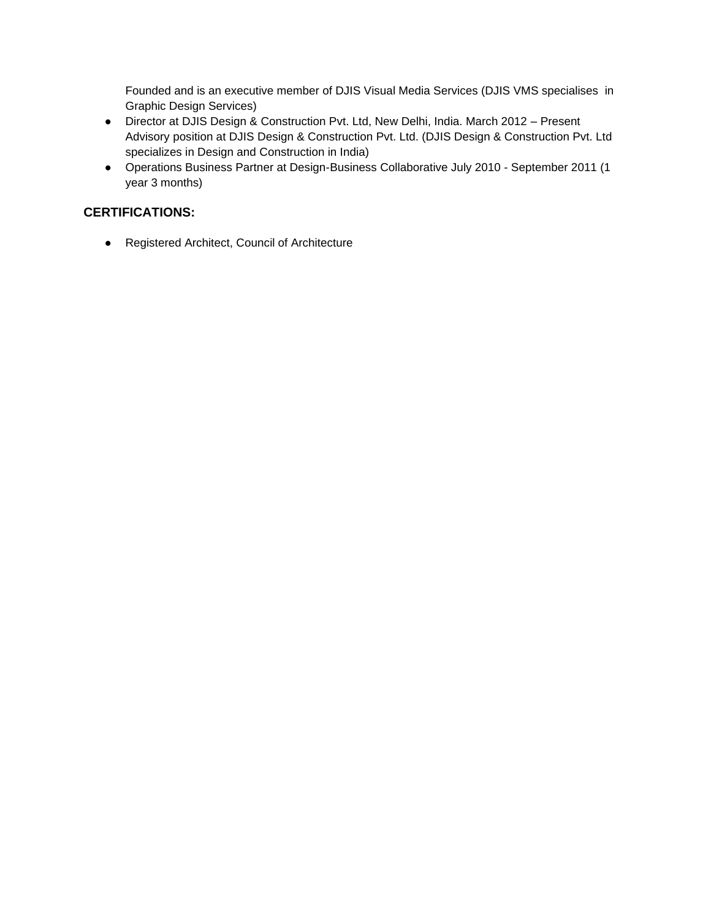Founded and is an executive member of DJIS Visual Media Services (DJIS VMS specialises in Graphic Design Services)

- Director at DJIS Design & Construction Pvt. Ltd, New Delhi, India. March 2012 – Present Advisory position at DJIS Design & Construction Pvt. Ltd. (DJIS Design & Construction Pvt. Ltd specializes in Design and Construction in India)
- Operations Business Partner at Design-Business Collaborative July 2010 - September 2011 (1 year 3 months)

**CERTIFICATIONS:**

- Registered Architect, Council of Architecture